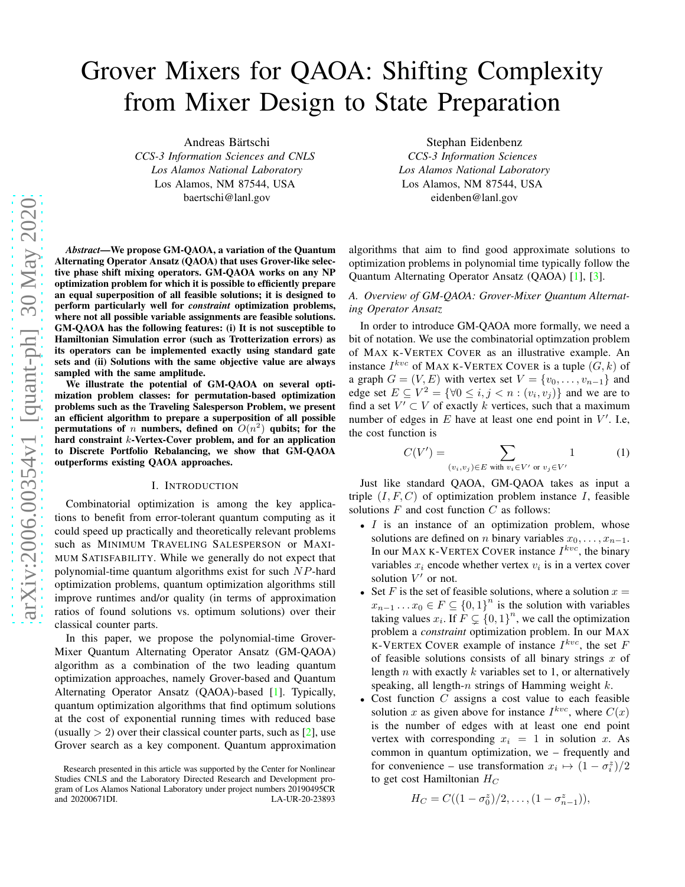# Grover Mixers for QAOA: Shifting Complexity from Mixer Design to State Preparation

Andreas Bärtschi
*CCS-3 Information Sciences and CNLS*
*Los Alamos National Laboratory*
Los Alamos, NM 87544, USA
baertschi@lanl.gov

Stephan Eidenbenz
*CCS-3 Information Sciences*
*Los Alamos National Laboratory*
Los Alamos, NM 87544, USA
eidenben@lanl.gov

***Abstract*—We propose GM-QAOA, a variation of the Quantum Alternating Operator Ansatz (QAOA) that uses Grover-like selective phase shift mixing operators. GM-QAOA works on any NP optimization problem for which it is possible to efficiently prepare an equal superposition of all feasible solutions; it is designed to perform particularly well for *constraint* optimization problems, where not all possible variable assignments are feasible solutions. GM-QAOA has the following features: (i) It is not susceptible to Hamiltonian Simulation error (such as Trotterization errors) as its operators can be implemented exactly using standard gate sets and (ii) Solutions with the same objective value are always sampled with the same amplitude.**

**We illustrate the potential of GM-QAOA on several optimization problem classes: for permutation-based optimization problems such as the Traveling Salesperson Problem, we present an efficient algorithm to prepare a superposition of all possible permutations of $n$ numbers, defined on $O(n^2)$ qubits; for the hard constraint $k$-Vertex-Cover problem, and for an application to Discrete Portfolio Rebalancing, we show that GM-QAOA outperforms existing QAOA approaches.**

## I. Introduction

Combinatorial optimization is among the key applications to benefit from error-tolerant quantum computing as it could speed up practically and theoretically relevant problems such as MINIMUM TRAVELING SALESPERSON or MAXIMUM SATISFIABILITY. While we generally do not expect that polynomial-time quantum algorithms exist for such $NP$-hard optimization problems, quantum optimization algorithms still improve runtimes and/or quality (in terms of approximation ratios of found solutions vs. optimum solutions) over their classical counter parts.

In this paper, we propose the polynomial-time Grover-Mixer Quantum Alternating Operator Ansatz (GM-QAOA) algorithm as a combination of the two leading quantum optimization approaches, namely Grover-based and Quantum Alternating Operator Ansatz (QAOA)-based [1]. Typically, quantum optimization algorithms that find optimum solutions at the cost of exponential running times with reduced base (usually $> 2$) over their classical counter parts, such as [2], use Grover search as a key component. Quantum approximation algorithms that aim to find good approximate solutions to optimization problems in polynomial time typically follow the Quantum Alternating Operator Ansatz (QAOA) [1], [3].

Research presented in this article was supported by the Center for Nonlinear Studies CNLS and the Laboratory Directed Research and Development program of Los Alamos National Laboratory under project numbers 20190495CR and 20200671DI. LA-UR-20-23893

### A. Overview of GM-QAOA: Grover-Mixer Quantum Alternating Operator Ansatz

In order to introduce GM-QAOA more formally, we need a bit of notation. We use the combinatorial optimzation problem of MAX K-VERTEX COVER as an illustrative example. An instance $I^{kvc}$ of MAX K-VERTEX COVER is a tuple $(G, k)$ of a graph $G = (V, E)$ with vertex set $V = \{v_0, \ldots, v_{n-1}\}$ and edge set $E \subseteq V^2 = \{\forall 0 \le i, j < n : (v_i, v_j)\}$ and we are to find a set $V' \subset V$ of exactly $k$ vertices, such that a maximum number of edges in $E$ have at least one end point in $V'$. I.e, the cost function is

$$C(V') = \sum_{(v_i,v_j)\in E \text{ with } v_i\in V' \text{ or } v_j\in V'} 1 \tag{1}$$

Just like standard QAOA, GM-QAOA takes as input a triple $(I, F, C)$ of optimization problem instance $I$, feasible solutions $F$ and cost function $C$ as follows:

- $I$ is an instance of an optimization problem, whose solutions are defined on $n$ binary variables $x_0, \ldots, x_{n-1}$. In our MAX K-VERTEX COVER instance $I^{kvc}$, the binary variables $x_i$ encode whether vertex $v_i$ is in a vertex cover solution $V'$ or not.
- Set $F$ is the set of feasible solutions, where a solution $x = x_{n-1} \ldots x_0 \in F \subseteq \{0, 1\}^n$ is the solution with variables taking values $x_i$. If $F \subsetneq \{0, 1\}^n$, we call the optimization problem a *constraint* optimization problem. In our MAX K-VERTEX COVER example of instance $I^{kvc}$, the set $F$ of feasible solutions consists of all binary strings $x$ of length $n$ with exactly $k$ variables set to 1, or alternatively speaking, all length-$n$ strings of Hamming weight $k$.
- Cost function $C$ assigns a cost value to each feasible solution $x$ as given above for instance $I^{kvc}$, where $C(x)$ is the number of edges with at least one end point vertex with corresponding $x_i = 1$ in solution $x$. As common in quantum optimization, we – frequently and for convenience – use transformation $x_i \mapsto (1 - \sigma_i^z)/2$ to get cost Hamiltonian $H_C$

$$H_C = C((1 - \sigma_0^z)/2, \ldots, (1 - \sigma_{n-1}^z)),$$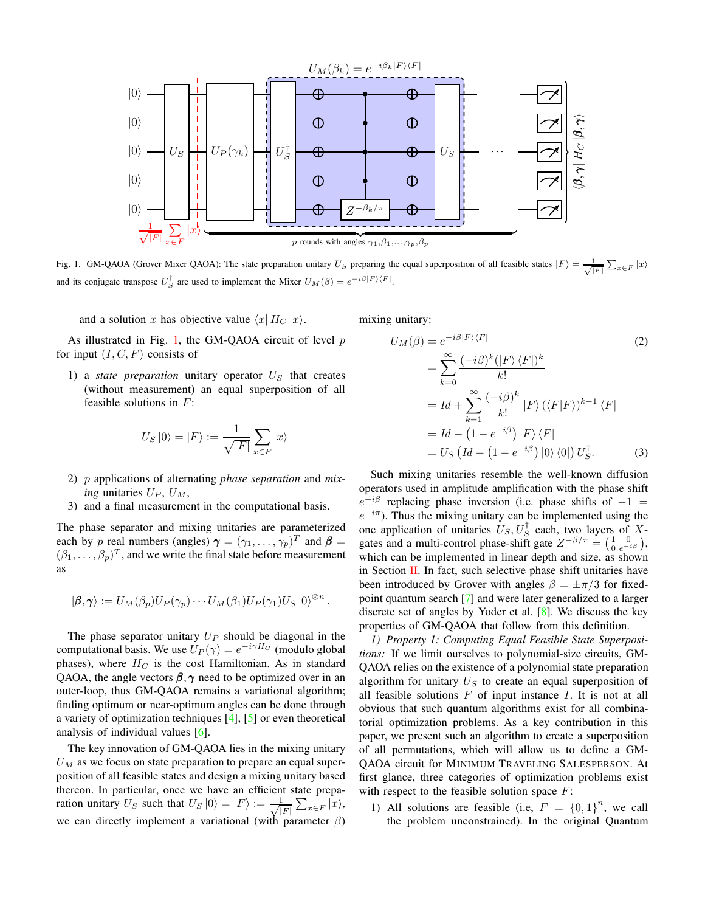Fig. 1. GM-QAOA (Grover Mixer QAOA): The state preparation unitary $U_S$ preparing the equal superposition of all feasible states $|F\rangle = \frac{1}{\sqrt{|F|}} \sum_{x \in F} |x\rangle$ and its conjugate transpose $U_S^\dagger$ are used to implement the Mixer $U_M(\beta) = e^{-i\beta |F\rangle\langle F|}$.

and a solution $x$ has objective value $\langle x| H_C |x\rangle$.

As illustrated in Fig. 1, the GM-QAOA circuit of level $p$ for input $(I, C, F)$ consists of

1) a *state preparation* unitary operator $U_S$ that creates (without measurement) an equal superposition of all feasible solutions in $F$:

$$U_S |0\rangle = |F\rangle := \frac{1}{\sqrt{|F|}} \sum_{x \in F} |x\rangle$$

2) $p$ applications of alternating *phase separation* and *mixing* unitaries $U_P$, $U_M$,
3) and a final measurement in the computational basis.

The phase separator and mixing unitaries are parameterized each by $p$ real numbers (angles) $\boldsymbol{\gamma} = (\gamma_1, \dots, \gamma_p)^T$ and $\boldsymbol{\beta} = (\beta_1, \dots, \beta_p)^T$, and we write the final state before measurement as

$$|\boldsymbol{\beta}, \boldsymbol{\gamma}\rangle := U_M(\beta_p) U_P(\gamma_p) \cdots U_M(\beta_1) U_P(\gamma_1) U_S |0\rangle^{\otimes n}.$$

The phase separator unitary $U_P$ should be diagonal in the computational basis. We use $U_P(\gamma) = e^{-i\gamma H_C}$ (modulo global phases), where $H_C$ is the cost Hamiltonian. As in standard QAOA, the angle vectors $\boldsymbol{\beta}, \boldsymbol{\gamma}$ need to be optimized over in an outer-loop, thus GM-QAOA remains a variational algorithm; finding optimum or near-optimum angles can be done through a variety of optimization techniques [4], [5] or even theoretical analysis of individual values [6].

The key innovation of GM-QAOA lies in the mixing unitary $U_M$ as we focus on state preparation to prepare an equal superposition of all feasible states and design a mixing unitary based thereon. In particular, once we have an efficient state preparation unitary $U_S$ such that $U_S |0\rangle = |F\rangle := \frac{1}{\sqrt{|F|}} \sum_{x \in F} |x\rangle$, we can directly implement a variational (with parameter $\beta$) mixing unitary:

$$\begin{aligned} U_M(\beta) &= e^{-i\beta |F\rangle\langle F|} \qquad (2) \\ &= \sum_{k=0}^{\infty} \frac{(-i\beta)^k (|F\rangle\langle F|)^k}{k!} \\ &= Id + \sum_{k=1}^{\infty} \frac{(-i\beta)^k}{k!} |F\rangle (\langle F|F\rangle)^{k-1} \langle F| \\ &= Id - \left(1 - e^{-i\beta}\right) |F\rangle\langle F| \\ &= U_S \left(Id - \left(1 - e^{-i\beta}\right) |0\rangle\langle 0|\right) U_S^\dagger. \qquad (3) \end{aligned}$$

Such mixing unitaries resemble the well-known diffusion operators used in amplitude amplification with the phase shift $e^{-i\beta}$ replacing phase inversion (i.e. phase shifts of $-1 = e^{-i\pi}$). Thus the mixing unitary can be implemented using the one application of unitaries $U_S, U_S^\dagger$ each, two layers of $X$-gates and a multi-control phase-shift gate $Z^{-\beta/\pi} = \begin{pmatrix} 1 & 0 \\ 0 & e^{-i\beta} \end{pmatrix}$, which can be implemented in linear depth and size, as shown in Section II. In fact, such selective phase shift unitaries have been introduced by Grover with angles $\beta = \pm\pi/3$ for fixed-point quantum search [7] and were later generalized to a larger discrete set of angles by Yoder et al. [8]. We discuss the key properties of GM-QAOA that follow from this definition.

*1) Property 1: Computing Equal Feasible State Superpositions:* If we limit ourselves to polynomial-size circuits, GM-QAOA relies on the existence of a polynomial state preparation algorithm for unitary $U_S$ to create a superposition of all feasible solutions $F$ of input instance $I$. It is not at all obvious that such quantum algorithms exist for all combinatorial optimization problems. As a key contribution in this paper, we present such an algorithm to create a superposition of all permutations, which will allow us to define a GM-QAOA circuit for MINIMUM TRAVELING SALESPERSON. At first glance, three categories of optimization problems exist with respect to the feasible solution space $F$:

1) All solutions are feasible (i.e, $F = \{0,1\}^n$, we call the problem unconstrained). In the original Quantum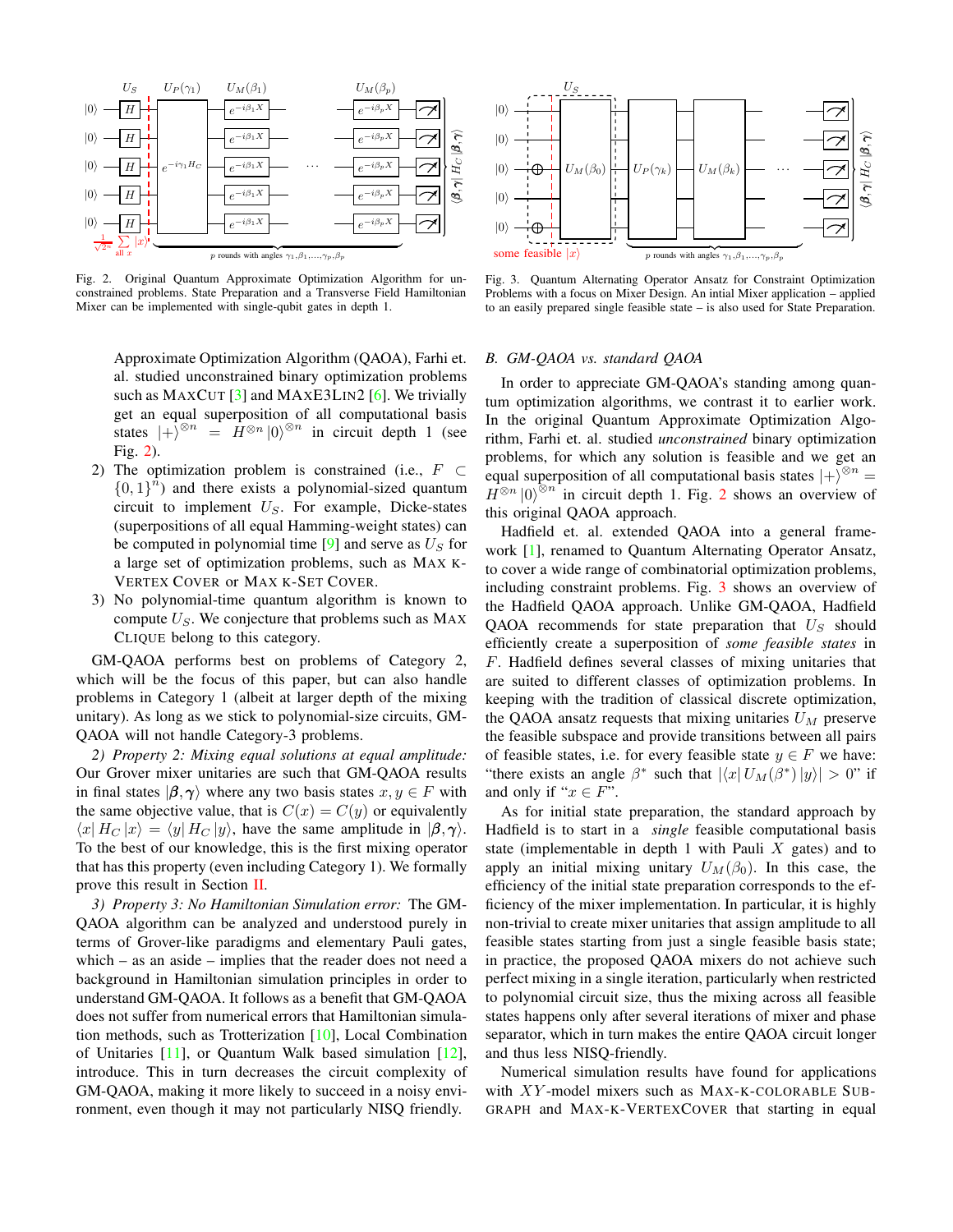Fig. 2. Original Quantum Approximate Optimization Algorithm for unconstrained problems. State Preparation and a Transverse Field Hamiltonian Mixer can be implemented with single-qubit gates in depth 1.

Fig. 3. Quantum Alternating Operator Ansatz for Constraint Optimization Problems with a focus on Mixer Design. An intial Mixer application – applied to an easily prepared single feasible state – is also used for State Preparation.

Approximate Optimization Algorithm (QAOA), Farhi et. al. studied unconstrained binary optimization problems such as MAXCUT [3] and MAXE3LIN2 [6]. We trivially get an equal superposition of all computational basis states $|+\rangle^{\otimes n} = H^{\otimes n}|0\rangle^{\otimes n}$ in circuit depth 1 (see Fig. 2).

2) The optimization problem is constrained (i.e., $F \subset \{0,1\}^n$) and there exists a polynomial-sized quantum circuit to implement $U_S$. For example, Dicke-states (superpositions of all equal Hamming-weight states) can be computed in polynomial time [9] and serve as $U_S$ for a large set of optimization problems, such as MAX K-VERTEX COVER or MAX K-SET COVER.
3) No polynomial-time quantum algorithm is known to compute $U_S$. We conjecture that problems such as MAX CLIQUE belong to this category.

GM-QAOA performs best on problems of Category 2, which will be the focus of this paper, but can also handle problems in Category 1 (albeit at larger depth of the mixing unitary). As long as we stick to polynomial-size circuits, GM-QAOA will not handle Category-3 problems.

*2) Property 2: Mixing equal solutions at equal amplitude:* Our Grover mixer unitaries are such that GM-QAOA results in final states $|\boldsymbol{\beta},\boldsymbol{\gamma}\rangle$ where any two basis states $x, y \in F$ with the same objective value, that is $C(x) = C(y)$ or equivalently $\langle x| H_C |x\rangle = \langle y| H_C |y\rangle$, have the same amplitude in $|\boldsymbol{\beta},\boldsymbol{\gamma}\rangle$. To the best of our knowledge, this is the first mixing operator that has this property (even including Category 1). We formally prove this result in Section II.

*3) Property 3: No Hamiltonian Simulation error:* The GM-QAOA algorithm can be analyzed and understood purely in terms of Grover-like paradigms and elementary Pauli gates, which – as an aside – implies that the reader does not need a background in Hamiltonian simulation principles in order to understand GM-QAOA. It follows as a benefit that GM-QAOA does not suffer from numerical errors that Hamiltonian simulation methods, such as Trotterization [10], Local Combination of Unitaries [11], or Quantum Walk based simulation [12], introduce. This in turn decreases the circuit complexity of GM-QAOA, making it more likely to succeed in a noisy environment, even though it may not particularly NISQ friendly.

### *B. GM-QAOA vs. standard QAOA*

In order to appreciate GM-QAOA's standing among quantum optimization algorithms, we contrast it to earlier work. In the original Quantum Approximate Optimization Algorithm, Farhi et. al. studied *unconstrained* binary optimization problems, for which any solution is feasible and we get an equal superposition of all computational basis states $|+\rangle^{\otimes n} = H^{\otimes n}|0\rangle^{\otimes n}$ in circuit depth 1. Fig. 2 shows an overview of this original QAOA approach.

Hadfield et. al. extended QAOA into a general framework [1], renamed to Quantum Alternating Operator Ansatz, to cover a wide range of combinatorial optimization problems, including constraint problems. Fig. 3 shows an overview of the Hadfield QAOA approach. Unlike GM-QAOA, Hadfield QAOA recommends for state preparation that $U_S$ should efficiently create a superposition of *some feasible states* in $F$. Hadfield defines several classes of mixing unitaries that are suited to different classes of optimization problems. In keeping with the tradition of classical discrete optimization, the QAOA ansatz requests that mixing unitaries $U_M$ preserve the feasible subspace and provide transitions between all pairs of feasible states, i.e. for every feasible state $y \in F$ we have: "there exists an angle $\beta^*$ such that $|\langle x| U_M(\beta^*) |y\rangle| > 0$" if and only if "$x \in F$".

As for initial state preparation, the standard approach by Hadfield is to start in a *single* feasible computational basis state (implementable in depth 1 with Pauli $X$ gates) and to apply an initial mixing unitary $U_M(\beta_0)$. In this case, the efficiency of the initial state preparation corresponds to the efficiency of the mixer implementation. In particular, it is highly non-trivial to create mixer unitaries that assign amplitude to all feasible states starting from just a single feasible basis state; in practice, the proposed QAOA mixers do not achieve such perfect mixing in a single iteration, particularly when restricted to polynomial circuit size, thus the mixing across all feasible states happens only after several iterations of mixer and phase separator, which in turn makes the entire QAOA circuit longer and thus less NISQ-friendly.

Numerical simulation results have found for applications with $XY$-model mixers such as MAX-K-COLORABLE SUBGRAPH and MAX-K-VERTEXCOVER that starting in equal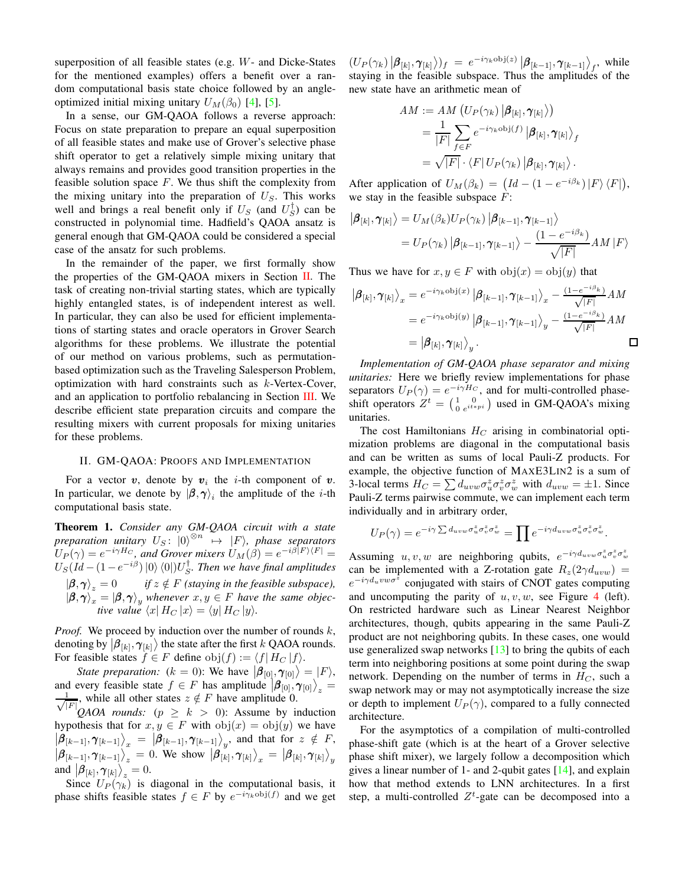superposition of all feasible states (e.g. $W$- and Dicke-States for the mentioned examples) offers a benefit over a random computational basis state choice followed by an angle-optimized initial mixing unitary $U_M(\beta_0)$ [4], [5].

In a sense, our GM-QAOA follows a reverse approach: Focus on state preparation to prepare an equal superposition of all feasible states and make use of Grover's selective phase shift operator to get a relatively simple mixing unitary that always remains and provides good transition properties in the feasible solution space $F$. We thus shift the complexity from the mixing unitary into the preparation of $U_S$. This works well and brings a real benefit only if $U_S$ (and $U_S^\dagger$) can be constructed in polynomial time. Hadfield's QAOA ansatz is general enough that GM-QAOA could be considered a special case of the ansatz for such problems.

In the remainder of the paper, we first formally show the properties of the GM-QAOA mixers in Section II. The task of creating non-trivial starting states, which are typically highly entangled states, is of independent interest as well. In particular, they can also be used for efficient implementations of starting states and oracle operators in Grover Search algorithms for these problems. We illustrate the potential of our method on various problems, such as permutation-based optimization such as the Traveling Salesperson Problem, optimization with hard constraints such as $k$-Vertex-Cover, and an application to portfolio rebalancing in Section III. We describe efficient state preparation circuits and compare the resulting mixers with current proposals for mixing unitaries for these problems.

## II. GM-QAOA: Proofs and Implementation

For a vector $\boldsymbol{v}$, denote by $\boldsymbol{v}_i$ the $i$-th component of $\boldsymbol{v}$. In particular, we denote by $|\boldsymbol{\beta}, \boldsymbol{\gamma}\rangle_i$ the amplitude of the $i$-th computational basis state.

**Theorem 1.** *Consider any GM-QAOA circuit with a state preparation unitary $U_S\colon |0\rangle^{\otimes n} \mapsto |F\rangle$, phase separators $U_P(\gamma) = e^{-i\gamma H_C}$, and Grover mixers $U_M(\beta) = e^{-i\beta |F\rangle\langle F|} = U_S(Id - (1-e^{-i\beta})|0\rangle\langle 0|)U_S^\dagger$. Then we have final amplitudes*

- $|\boldsymbol{\beta}, \boldsymbol{\gamma}\rangle_z = 0$ *if $z \notin F$ (staying in the feasible subspace),*
- $|\boldsymbol{\beta}, \boldsymbol{\gamma}\rangle_x = |\boldsymbol{\beta}, \boldsymbol{\gamma}\rangle_y$ *whenever $x, y \in F$ have the same objective value $\langle x| H_C |x\rangle = \langle y| H_C |y\rangle$.*

*Proof.* We proceed by induction over the number of rounds $k$, denoting by $|\boldsymbol{\beta}_{[k]}, \boldsymbol{\gamma}_{[k]}\rangle$ the state after the first $k$ QAOA rounds. For feasible states $f \in F$ define $\mathrm{obj}(f) := \langle f| H_C |f\rangle$.

*State preparation:* ($k = 0$): We have $|\boldsymbol{\beta}_{[0]}, \boldsymbol{\gamma}_{[0]}\rangle = |F\rangle$, and every feasible state $f \in F$ has amplitude $|\boldsymbol{\beta}_{[0]}, \boldsymbol{\gamma}_{[0]}\rangle_z = \frac{1}{\sqrt{|F|}}$, while all other states $z \notin F$ have amplitude 0.

*QAOA rounds:* ($p \geq k > 0$): Assume by induction hypothesis that for $x, y \in F$ with $\mathrm{obj}(x) = \mathrm{obj}(y)$ we have $|\boldsymbol{\beta}_{[k-1]}, \boldsymbol{\gamma}_{[k-1]}\rangle_x = |\boldsymbol{\beta}_{[k-1]}, \boldsymbol{\gamma}_{[k-1]}\rangle_y$, and that for $z \notin F$, $|\boldsymbol{\beta}_{[k-1]}, \boldsymbol{\gamma}_{[k-1]}\rangle_z = 0$. We show $|\boldsymbol{\beta}_{[k]}, \boldsymbol{\gamma}_{[k]}\rangle_x = |\boldsymbol{\beta}_{[k]}, \boldsymbol{\gamma}_{[k]}\rangle_y$ and $|\boldsymbol{\beta}_{[k]}, \boldsymbol{\gamma}_{[k]}\rangle_z = 0$.

Since $U_P(\gamma_k)$ is diagonal in the computational basis, it phase shifts feasible states $f \in F$ by $e^{-i\gamma_k \mathrm{obj}(f)}$ and we get $(U_P(\gamma_k)|\boldsymbol{\beta}_{[k]}, \boldsymbol{\gamma}_{[k]}\rangle)_f = e^{-i\gamma_k \mathrm{obj}(z)} |\boldsymbol{\beta}_{[k-1]}, \boldsymbol{\gamma}_{[k-1]}\rangle_f$, while staying in the feasible subspace. Thus the amplitudes of the new state have an arithmetic mean of

$$
\begin{aligned}
AM &:= AM\left(U_P(\gamma_k)|\boldsymbol{\beta}_{[k]}, \boldsymbol{\gamma}_{[k]}\rangle\right) \\
&= \frac{1}{|F|}\sum_{f\in F} e^{-i\gamma_k \mathrm{obj}(f)} |\boldsymbol{\beta}_{[k]}, \boldsymbol{\gamma}_{[k]}\rangle_f \\
&= \sqrt{|F|}\cdot \langle F| U_P(\gamma_k) |\boldsymbol{\beta}_{[k]}, \boldsymbol{\gamma}_{[k]}\rangle .
\end{aligned}
$$

After application of $U_M(\beta_k) = \left(Id - (1-e^{-i\beta_k})|F\rangle\langle F|\right)$, we stay in the feasible subspace $F$:

$$
\begin{aligned}
|\boldsymbol{\beta}_{[k]}, \boldsymbol{\gamma}_{[k]}\rangle &= U_M(\beta_k)U_P(\gamma_k)|\boldsymbol{\beta}_{[k-1]}, \boldsymbol{\gamma}_{[k-1]}\rangle \\
&= U_P(\gamma_k)|\boldsymbol{\beta}_{[k-1]}, \boldsymbol{\gamma}_{[k-1]}\rangle - \frac{(1-e^{-i\beta_k})}{\sqrt{|F|}} AM\,|F\rangle
\end{aligned}
$$

Thus we have for $x, y \in F$ with $\mathrm{obj}(x) = \mathrm{obj}(y)$ that

$$
\begin{aligned}
|\boldsymbol{\beta}_{[k]}, \boldsymbol{\gamma}_{[k]}\rangle_x &= e^{-i\gamma_k \mathrm{obj}(x)}|\boldsymbol{\beta}_{[k-1]}, \boldsymbol{\gamma}_{[k-1]}\rangle_x - \tfrac{(1-e^{-i\beta_k})}{\sqrt{|F|}} AM \\
&= e^{-i\gamma_k \mathrm{obj}(y)}|\boldsymbol{\beta}_{[k-1]}, \boldsymbol{\gamma}_{[k-1]}\rangle_y - \tfrac{(1-e^{-i\beta_k})}{\sqrt{|F|}} AM \\
&= |\boldsymbol{\beta}_{[k]}, \boldsymbol{\gamma}_{[k]}\rangle_y .
\end{aligned}
$$

□

*Implementation of GM-QAOA phase separator and mixing unitaries:* Here we briefly review implementations for phase separators $U_P(\gamma) = e^{-i\gamma H_C}$, and for multi-controlled phase-shift operators $Z^t = \left(\begin{smallmatrix} 1 & 0 \\ 0 & e^{it*pi}\end{smallmatrix}\right)$ used in GM-QAOA's mixing unitaries.

The cost Hamiltonians $H_C$ arising in combinatorial optimization problems are diagonal in the computational basis and can be written as sums of local Pauli-Z products. For example, the objective function of MaxE3Lin2 is a sum of 3-local terms $H_C = \sum d_{uvw}\sigma_u^z\sigma_v^z\sigma_w^z$ with $d_{uvw} = \pm 1$. Since Pauli-Z terms pairwise commute, we can implement each term individually and in arbitrary order,

$$
U_P(\gamma) = e^{-i\gamma \sum d_{uvw}\sigma_u^z\sigma_v^z\sigma_w^z} = \prod e^{-i\gamma d_{uvw}\sigma_u^z\sigma_v^z\sigma_w^z}.
$$

Assuming $u, v, w$ are neighboring qubits, $e^{-i\gamma d_{uvw}\sigma_u^z\sigma_v^z\sigma_w^z}$ can be implemented with a Z-rotation gate $R_z(2\gamma d_{uvw}) = e^{-i\gamma d_{uvw}\sigma^z}$ conjugated with stairs of CNOT gates computing and uncomputing the parity of $u, v, w$, see Figure 4 (left). On restricted hardware such as Linear Nearest Neighbor architectures, though, qubits appearing in the same Pauli-Z product are not neighboring qubits. In these cases, one would use generalized swap networks [13] to bring the qubits of each term into neighboring positions at some point during the swap network. Depending on the number of terms in $H_C$, such a swap network may or may not asymptotically increase the size or depth to implement $U_P(\gamma)$, compared to a fully connected architecture.

For the asymptotics of a compilation of multi-controlled phase-shift gate (which is at the heart of a Grover selective phase shift mixer), we largely follow a decomposition which gives a linear number of 1- and 2-qubit gates [14], and explain how that method extends to LNN architectures. In a first step, a multi-controlled $Z^t$-gate can be decomposed into a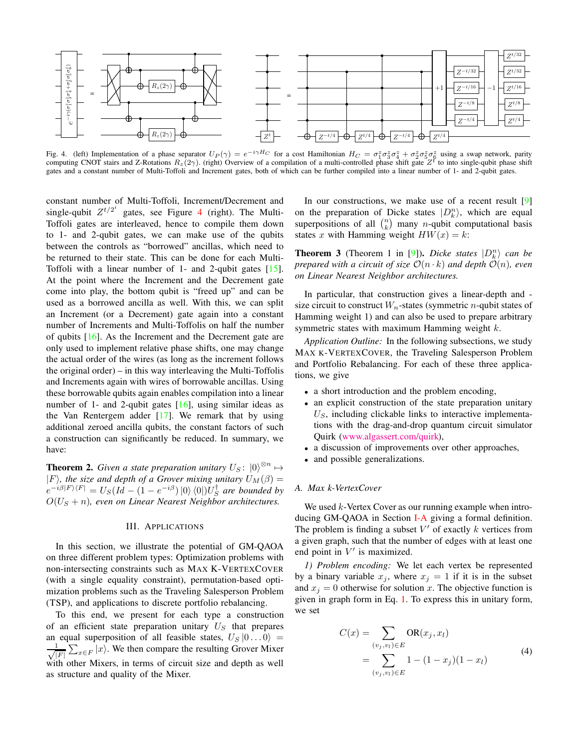Fig. 4. (left) Implementation of a phase separator $U_P(\gamma) = e^{-i\gamma H_C}$ for a cost Hamiltonian $H_C = \sigma_1^z\sigma_3^z\sigma_4^z + \sigma_2^z\sigma_5^z\sigma_6^z$ using a swap network, parity computing CNOT stairs and Z-Rotations $R_z(2\gamma)$. (right) Overview of a compilation of a multi-controlled phase shift gate $Z^t$ to into single-qubit phase shift gates and a constant number of Multi-Toffoli and Increment gates, both of which can be further compiled into a linear number of 1- and 2-qubit gates.

constant number of Multi-Toffoli, Increment/Decrement and single-qubit $Z^{t/2^i}$ gates, see Figure 4 (right). The Multi-Toffoli gates are interleaved, hence to compile them down to 1- and 2-qubit gates, we can make use of the qubits between the controls as "borrowed" ancillas, which need to be returned to their state. This can be done for each Multi-Toffoli with a linear number of 1- and 2-qubit gates [15]. At the point where the Increment and the Decrement gate come into play, the bottom qubit is "freed up" and can be used as a borrowed ancilla as well. With this, we can split an Increment (or a Decrement) gate again into a constant number of Increments and Multi-Toffolis on half the number of qubits [16]. As the Increment and the Decrement gate are only used to implement relative phase shifts, one may change the actual order of the wires (as long as the increment follows the original order) – in this way interleaving the Multi-Toffolis and Increments again with wires of borrowable ancillas. Using these borrowable qubits again enables compilation into a linear number of 1- and 2-qubit gates [16], using similar ideas as the Van Rentergem adder [17]. We remark that by using additional zeroed ancilla qubits, the constant factors of such a construction can significantly be reduced. In summary, we have:

**Theorem 2.** *Given a state preparation unitary $U_S\colon |0\rangle^{\otimes n} \mapsto |F\rangle$, the size and depth of a Grover mixing unitary $U_M(\beta) = e^{-i\beta|F\rangle\langle F|} = U_S(Id - (1-e^{-i\beta})|0\rangle\langle 0|)U_S^\dagger$ are bounded by $O(U_S + n)$, even on Linear Nearest Neighbor architectures.*

## III. Applications

In this section, we illustrate the potential of GM-QAOA on three different problem types: Optimization problems with non-intersecting constraints such as MAX K-VERTEXCOVER (with a single equality constraint), permutation-based optimization problems such as the Traveling Salesperson Problem (TSP), and applications to discrete portfolio rebalancing.

To this end, we present for each type a construction of an efficient state preparation unitary $U_S$ that prepares an equal superposition of all feasible states, $U_S|0\ldots0\rangle = \frac{1}{\sqrt{|F|}}\sum_{x\in F}|x\rangle$. We then compare the resulting Grover Mixer with other Mixers, in terms of circuit size and depth as well as structure and quality of the Mixer.

In our constructions, we make use of a recent result [9] on the preparation of Dicke states $|D_k^n\rangle$, which are equal superpositions of all $\binom{n}{k}$ many $n$-qubit computational basis states $x$ with Hamming weight $HW(x) = k$:

**Theorem 3** (Theorem 1 in [9]). *Dicke states $|D_k^n\rangle$ can be prepared with a circuit of size $\mathcal{O}(n\cdot k)$ and depth $\mathcal{O}(n)$, even on Linear Nearest Neighbor architectures.*

In particular, that construction gives a linear-depth and -size circuit to construct $W_n$-states (symmetric $n$-qubit states of Hamming weight 1) and can also be used to prepare arbitrary symmetric states with maximum Hamming weight $k$.

*Application Outline:* In the following subsections, we study MAX K-VERTEXCOVER, the Traveling Salesperson Problem and Portfolio Rebalancing. For each of these three applications, we give

- a short introduction and the problem encoding,
- an explicit construction of the state preparation unitary $U_S$, including clickable links to interactive implementations with the drag-and-drop quantum circuit simulator Quirk (www.algassert.com/quirk),
- a discussion of improvements over other approaches,
- and possible generalizations.

### A. Max k-VertexCover

We used $k$-Vertex Cover as our running example when introducing GM-QAOA in Section I-A giving a formal definition. The problem is finding a subset $V'$ of exactly $k$ vertices from a given graph, such that the number of edges with at least one end point in $V'$ is maximized.

*1) Problem encoding:* We let each vertex be represented by a binary variable $x_j$, where $x_j = 1$ if it is in the subset and $x_j = 0$ otherwise for solution $x$. The objective function is given in graph form in Eq. 1. To express this in unitary form, we set

$$C(x) = \sum_{(v_j,v_l)\in E} \text{OR}(x_j, x_l) = \sum_{(v_j,v_l)\in E} 1 - (1-x_j)(1-x_l) \tag{4}$$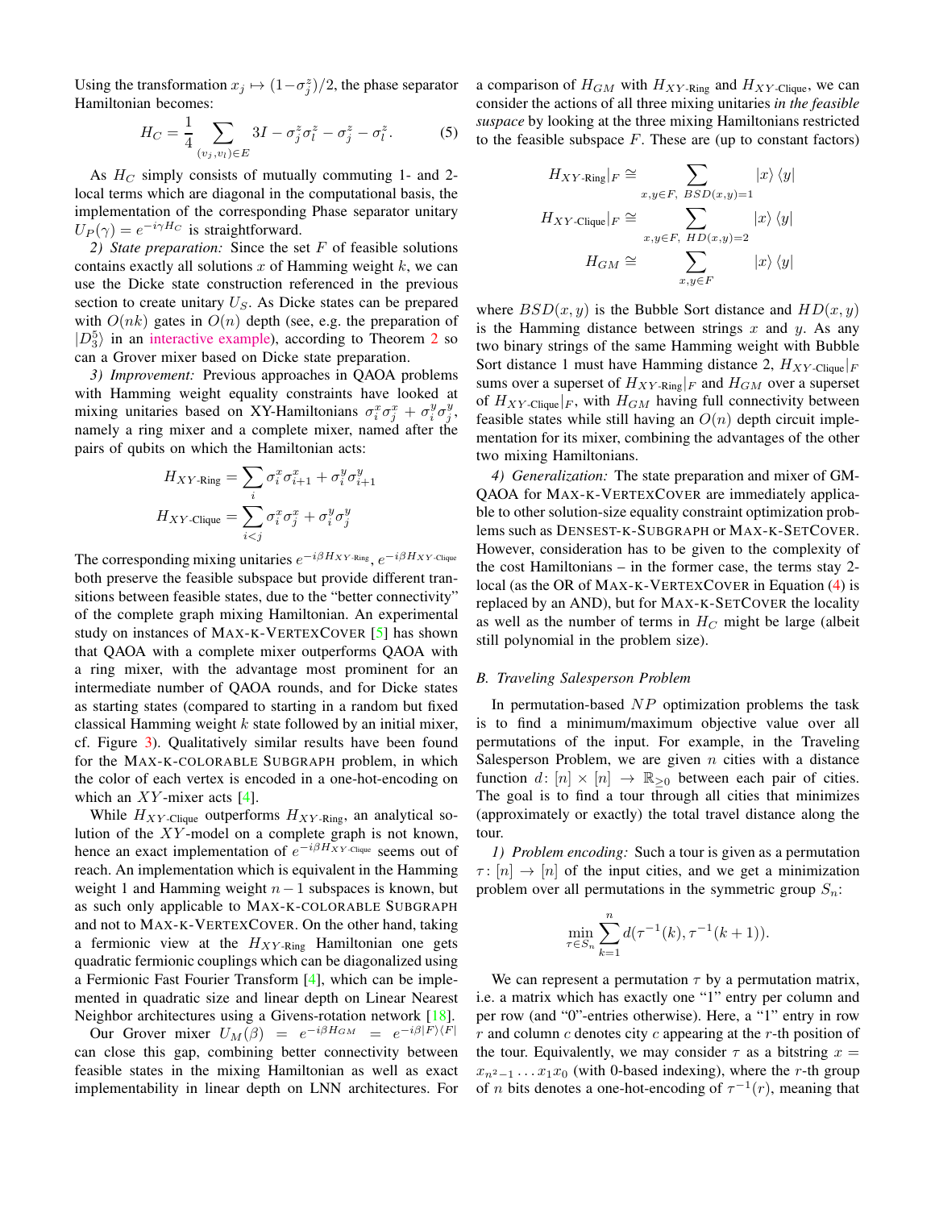Using the transformation $x_j \mapsto (1-\sigma_j^z)/2$, the phase separator Hamiltonian becomes:

$$H_C = \frac{1}{4} \sum_{(v_j,v_l)\in E} 3I - \sigma_j^z \sigma_l^z - \sigma_j^z - \sigma_l^z. \tag{5}$$

As $H_C$ simply consists of mutually commuting 1- and 2-local terms which are diagonal in the computational basis, the implementation of the corresponding Phase separator unitary $U_P(\gamma) = e^{-i\gamma H_C}$ is straightforward.

*2) State preparation:* Since the set $F$ of feasible solutions contains exactly all solutions $x$ of Hamming weight $k$, we can use the Dicke state construction referenced in the previous section to create unitary $U_S$. As Dicke states can be prepared with $O(nk)$ gates in $O(n)$ depth (see, e.g. the preparation of $|D_3^5\rangle$ in an interactive example), according to Theorem 2 so can a Grover mixer based on Dicke state preparation.

*3) Improvement:* Previous approaches in QAOA problems with Hamming weight equality constraints have looked at mixing unitaries based on XY-Hamiltonians $\sigma_i^x\sigma_j^x + \sigma_i^y\sigma_j^y$, namely a ring mixer and a complete mixer, named after the pairs of qubits on which the Hamiltonian acts:

$$H_{XY\text{-Ring}} = \sum_i \sigma_i^x\sigma_{i+1}^x + \sigma_i^y\sigma_{i+1}^y$$
$$H_{XY\text{-Clique}} = \sum_{i<j} \sigma_i^x\sigma_j^x + \sigma_i^y\sigma_j^y$$

The corresponding mixing unitaries $e^{-i\beta H_{XY\text{-Ring}}}$, $e^{-i\beta H_{XY\text{-Clique}}}$ both preserve the feasible subspace but provide different transitions between feasible states, due to the "better connectivity" of the complete graph mixing Hamiltonian. An experimental study on instances of MAX-K-VERTEXCOVER [5] has shown that QAOA with a complete mixer outperforms QAOA with a ring mixer, with the advantage most prominent for an intermediate number of QAOA rounds, and for Dicke states as starting states (compared to starting in a random but fixed classical Hamming weight $k$ state followed by an initial mixer, cf. Figure 3). Qualitatively similar results have been found for the MAX-K-COLORABLE SUBGRAPH problem, in which the color of each vertex is encoded in a one-hot-encoding on which an $XY$-mixer acts [4].

While $H_{XY\text{-Clique}}$ outperforms $H_{XY\text{-Ring}}$, an analytical solution of the $XY$-model on a complete graph is not known, hence an exact implementation of $e^{-i\beta H_{XY\text{-Clique}}}$ seems out of reach. An implementation which is equivalent in the Hamming weight 1 and Hamming weight $n-1$ subspaces is known, but as such only applicable to MAX-K-COLORABLE SUBGRAPH and not to MAX-K-VERTEXCOVER. On the other hand, taking a fermionic view at the $H_{XY\text{-Ring}}$ Hamiltonian one gets quadratic fermionic couplings which can be diagonalized using a Fermionic Fast Fourier Transform [4], which can be implemented in quadratic size and linear depth on Linear Nearest Neighbor architectures using a Givens-rotation network [18].

Our Grover mixer $U_M(\beta) = e^{-i\beta H_{GM}} = e^{-i\beta |F\rangle\langle F|}$ can close this gap, combining better connectivity between feasible states in the mixing Hamiltonian as well as exact implementability in linear depth on LNN architectures. For a comparison of $H_{GM}$ with $H_{XY\text{-Ring}}$ and $H_{XY\text{-Clique}}$, we can consider the actions of all three mixing unitaries *in the feasible suspace* by looking at the three mixing Hamiltonians restricted to the feasible subspace $F$. These are (up to constant factors)

$$H_{XY\text{-Ring}}|_F \cong \sum_{x,y\in F,\ BSD(x,y)=1} |x\rangle\langle y|$$
$$H_{XY\text{-Clique}}|_F \cong \sum_{x,y\in F,\ HD(x,y)=2} |x\rangle\langle y|$$
$$H_{GM} \cong \sum_{x,y\in F} |x\rangle\langle y|$$

where $BSD(x,y)$ is the Bubble Sort distance and $HD(x,y)$ is the Hamming distance between strings $x$ and $y$. As any two binary strings of the same Hamming weight with Bubble Sort distance 1 must have Hamming distance 2, $H_{XY\text{-Clique}}|_F$ sums over a superset of $H_{XY\text{-Ring}}|_F$ and $H_{GM}$ over a superset of $H_{XY\text{-Clique}}|_F$, with $H_{GM}$ having full connectivity between feasible states while still having an $O(n)$ depth circuit implementation for its mixer, combining the advantages of the other two mixing Hamiltonians.

*4) Generalization:* The state preparation and mixer of GM-QAOA for MAX-K-VERTEXCOVER are immediately applicable to other solution-size equality constraint optimization problems such as DENSEST-K-SUBGRAPH or MAX-K-SETCOVER. However, consideration has to be given to the complexity of the cost Hamiltonians – in the former case, the terms stay 2-local (as the OR of MAX-K-VERTEXCOVER in Equation (4) is replaced by an AND), but for MAX-K-SETCOVER the locality as well as the number of terms in $H_C$ might be large (albeit still polynomial in the problem size).

### B. Traveling Salesperson Problem

In permutation-based $NP$ optimization problems the task is to find a minimum/maximum objective value over all permutations of the input. For example, in the Traveling Salesperson Problem, we are given $n$ cities with a distance function $d\colon [n] \times [n] \to \mathbb{R}_{\geq 0}$ between each pair of cities. The goal is to find a tour through all cities that minimizes (approximately or exactly) the total travel distance along the tour.

*1) Problem encoding:* Such a tour is given as a permutation $\tau\colon [n] \to [n]$ of the input cities, and we get a minimization problem over all permutations in the symmetric group $S_n$:

$$\min_{\tau\in S_n} \sum_{k=1}^{n} d(\tau^{-1}(k), \tau^{-1}(k+1)).$$

We can represent a permutation $\tau$ by a permutation matrix, i.e. a matrix which has exactly one "1" entry per column and per row (and "0"-entries otherwise). Here, a "1" entry in row $r$ and column $c$ denotes city $c$ appearing at the $r$-th position of the tour. Equivalently, we may consider $\tau$ as a bitstring $x = x_{n^2-1} \dots x_1 x_0$ (with 0-based indexing), where the $r$-th group of $n$ bits denotes a one-hot-encoding of $\tau^{-1}(r)$, meaning that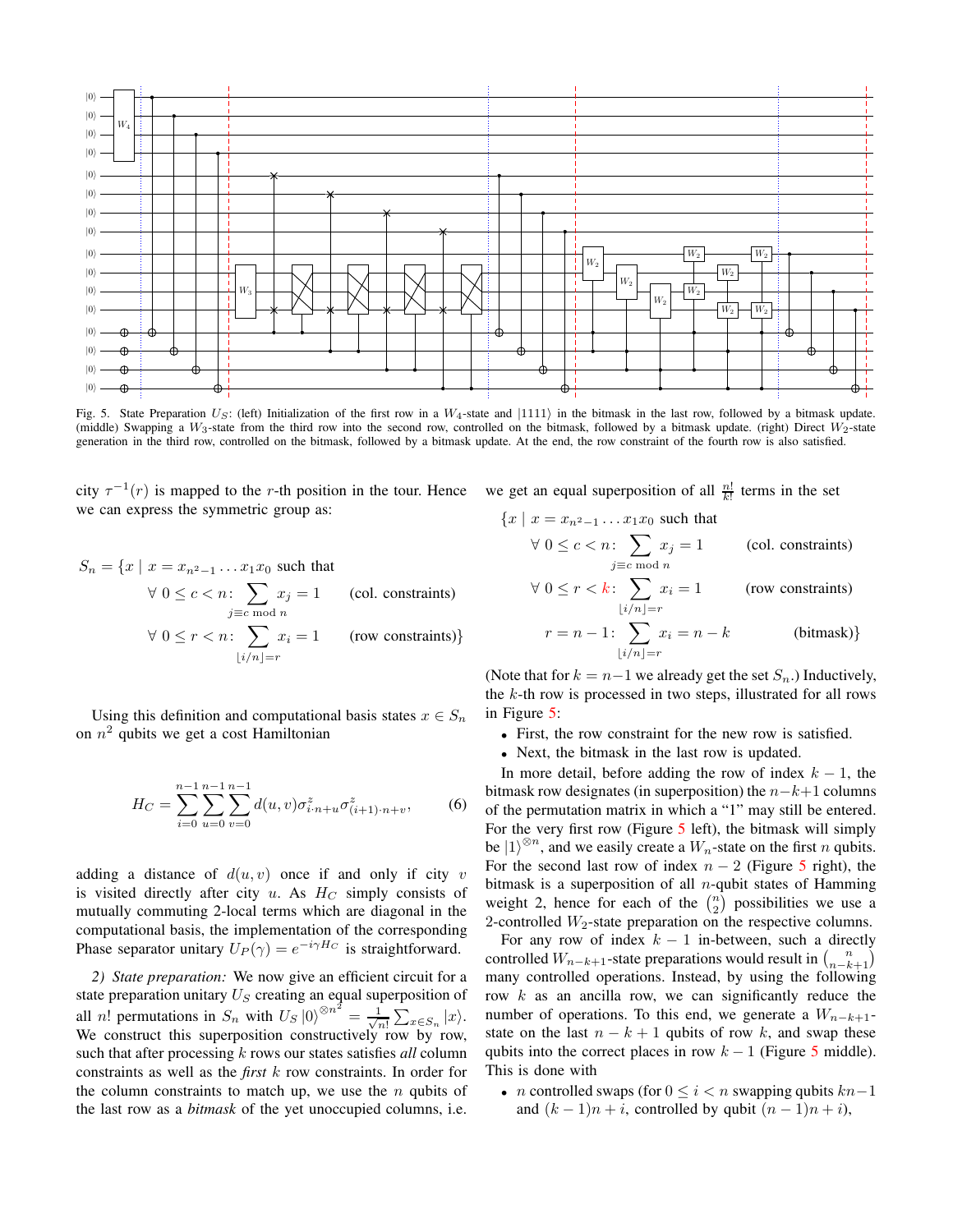Fig. 5. State Preparation $U_S$: (left) Initialization of the first row in a $W_4$-state and $|1111\rangle$ in the bitmask in the last row, followed by a bitmask update. (middle) Swapping a $W_3$-state from the third row into the second row, controlled on the bitmask, followed by a bitmask update. (right) Direct $W_2$-state generation in the third row, controlled on the bitmask, followed by a bitmask update. At the end, the row constraint of the fourth row is also satisfied.

city $\tau^{-1}(r)$ is mapped to the $r$-th position in the tour. Hence we can express the symmetric group as:

$$
\begin{aligned}
S_n = \{x \mid x = x_{n^2-1}\dots x_1x_0 \text{ such that} \\
\forall\, 0 \le c < n\colon \sum_{j \equiv c \bmod n} x_j = 1 \qquad \text{(col. constraints)} \\
\forall\, 0 \le r < n\colon \sum_{\lfloor i/n \rfloor = r} x_i = 1 \qquad \text{(row constraints)}\}
\end{aligned}
$$

Using this definition and computational basis states $x \in S_n$ on $n^2$ qubits we get a cost Hamiltonian

$$
H_C = \sum_{i=0}^{n-1}\sum_{u=0}^{n-1}\sum_{v=0}^{n-1} d(u,v)\sigma^z_{i\cdot n+u}\sigma^z_{(i+1)\cdot n+v}, \tag{6}
$$

adding a distance of $d(u,v)$ once if and only if city $v$ is visited directly after city $u$. As $H_C$ simply consists of mutually commuting 2-local terms which are diagonal in the computational basis, the implementation of the corresponding Phase separator unitary $U_P(\gamma) = e^{-i\gamma H_C}$ is straightforward.

*2) State preparation:* We now give an efficient circuit for a state preparation unitary $U_S$ creating an equal superposition of all $n!$ permutations in $S_n$ with $U_S\,|0\rangle^{\otimes n^2} = \frac{1}{\sqrt{n!}}\sum_{x\in S_n}|x\rangle$. We construct this superposition constructively row by row, such that after processing $k$ rows our states satisfies *all* column constraints as well as the *first* $k$ row constraints. In order for the column constraints to match up, we use the $n$ qubits of the last row as a *bitmask* of the yet unoccupied columns, i.e. we get an equal superposition of all $\frac{n!}{k!}$ terms in the set

$$
\begin{aligned}
\{x \mid x = x_{n^2-1}\dots x_1x_0 \text{ such that} \\
\forall\, 0 \le c < n\colon \sum_{j \equiv c \bmod n} x_j = 1 \qquad \text{(col. constraints)} \\
\forall\, 0 \le r < k\colon \sum_{\lfloor i/n \rfloor = r} x_i = 1 \qquad \text{(row constraints)} \\
r = n-1\colon \sum_{\lfloor i/n \rfloor = r} x_i = n-k \qquad \text{(bitmask)}\}
\end{aligned}
$$

(Note that for $k = n-1$ we already get the set $S_n$.) Inductively, the $k$-th row is processed in two steps, illustrated for all rows in Figure 5:

- First, the row constraint for the new row is satisfied.
- Next, the bitmask in the last row is updated.

In more detail, before adding the row of index $k-1$, the bitmask row designates (in superposition) the $n-k+1$ columns of the permutation matrix in which a "1" may still be entered. For the very first row (Figure 5 left), the bitmask will simply be $|1\rangle^{\otimes n}$, and we easily create a $W_n$-state on the first $n$ qubits. For the second last row of index $n-2$ (Figure 5 right), the bitmask is a superposition of all $n$-qubit states of Hamming weight 2, hence for each of the $\binom{n}{2}$ possibilities we use a 2-controlled $W_2$-state preparation on the respective columns.

For any row of index $k-1$ in-between, such a directly controlled $W_{n-k+1}$-state preparations would result in $\binom{n}{n-k+1}$ many controlled operations. Instead, by using the following row $k$ as an ancilla row, we can significantly reduce the number of operations. To this end, we generate a $W_{n-k+1}$-state on the last $n-k+1$ qubits of row $k$, and swap these qubits into the correct places in row $k-1$ (Figure 5 middle). This is done with

- $n$ controlled swaps (for $0 \le i < n$ swapping qubits $kn-1$ and $(k-1)n+i$, controlled by qubit $(n-1)n+i$),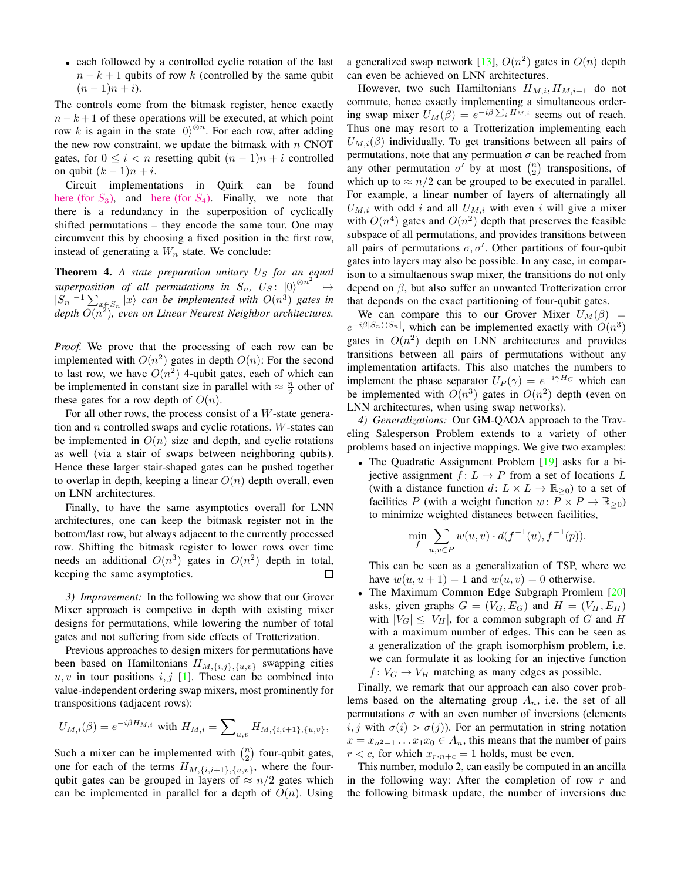- each followed by a controlled cyclic rotation of the last $n-k+1$ qubits of row $k$ (controlled by the same qubit $(n-1)n+i$).

The controls come from the bitmask register, hence exactly $n-k+1$ of these operations will be executed, at which point row $k$ is again in the state $|0\rangle^{\otimes n}$. For each row, after adding the new row constraint, we update the bitmask with $n$ CNOT gates, for $0 \le i < n$ resetting qubit $(n-1)n+i$ controlled on qubit $(k-1)n+i$.

Circuit implementations in Quirk can be found here (for $S_3$), and here (for $S_4$). Finally, we note that there is a redundancy in the superposition of cyclically shifted permutations – they encode the same tour. One may circumvent this by choosing a fixed position in the first row, instead of generating a $W_n$ state. We conclude:

**Theorem 4.** *A state preparation unitary $U_S$ for an equal superposition of all permutations in $S_n$, $U_S\colon |0\rangle^{\otimes n^2} \mapsto |S_n|^{-1}\sum_{x\in S_n}|x\rangle$ can be implemented with $O(n^3)$ gates in depth $O(n^2)$, even on Linear Nearest Neighbor architectures.*

*Proof.* We prove that the processing of each row can be implemented with $O(n^2)$ gates in depth $O(n)$: For the second to last row, we have $O(n^2)$ 4-qubit gates, each of which can be implemented in constant size in parallel with $\approx \frac{n}{2}$ other of these gates for a row depth of $O(n)$.

For all other rows, the process consist of a $W$-state generation and $n$ controlled swaps and cyclic rotations. $W$-states can be implemented in $O(n)$ size and depth, and cyclic rotations as well (via a stair of swaps between neighboring qubits). Hence these larger stair-shaped gates can be pushed together to overlap in depth, keeping a linear $O(n)$ depth overall, even on LNN architectures.

Finally, to have the same asymptotics overall for LNN architectures, one can keep the bitmask register not in the bottom/last row, but always adjacent to the currently processed row. Shifting the bitmask register to lower rows over time needs an additional $O(n^3)$ gates in $O(n^2)$ depth in total, keeping the same asymptotics. ☐

*3) Improvement:* In the following we show that our Grover Mixer approach is competive in depth with existing mixer designs for permutations, while lowering the number of total gates and not suffering from side effects of Trotterization.

Previous approaches to design mixers for permutations have been based on Hamiltonians $H_{M,\{i,j\},\{u,v\}}$ swapping cities $u,v$ in tour positions $i,j$ [1]. These can be combined into value-independent ordering swap mixers, most prominently for transpositions (adjacent rows):

$$U_{M,i}(\beta) = e^{-i\beta H_{M,i}} \text{ with } H_{M,i} = \sum_{u,v} H_{M,\{i,i+1\},\{u,v\}},$$

Such a mixer can be implemented with $\binom{n}{2}$ four-qubit gates, one for each of the terms $H_{M,\{i,i+1\},\{u,v\}}$, where the four-qubit gates can be grouped in layers of $\approx n/2$ gates which can be implemented in parallel for a depth of $O(n)$. Using a generalized swap network [13], $O(n^2)$ gates in $O(n)$ depth can even be achieved on LNN architectures.

However, two such Hamiltonians $H_{M,i}, H_{M,i+1}$ do not commute, hence exactly implementing a simultaneous ordering swap mixer $U_M(\beta) = e^{-i\beta\sum_i H_{M,i}}$ seems out of reach. Thus one may resort to a Trotterization implementing each $U_{M,i}(\beta)$ individually. To get transitions between all pairs of permutations, note that any permuation $\sigma$ can be reached from any other permutation $\sigma'$ by at most $\binom{n}{2}$ transpositions, of which up to $\approx n/2$ can be grouped to be executed in parallel. For example, a linear number of layers of alternatingly all $U_{M,i}$ with odd $i$ and all $U_{M,i}$ with even $i$ will give a mixer with $O(n^4)$ gates and $O(n^2)$ depth that preserves the feasible subspace of all permutations, and provides transitions between all pairs of permutations $\sigma, \sigma'$. Other partitions of four-qubit gates into layers may also be possible. In any case, in comparison to a simultaenous swap mixer, the transitions do not only depend on $\beta$, but also suffer an unwanted Trotterization error that depends on the exact partitioning of four-qubit gates.

We can compare this to our Grover Mixer $U_M(\beta) = e^{-i\beta|S_n\rangle\langle S_n|}$, which can be implemented exactly with $O(n^3)$ gates in $O(n^2)$ depth on LNN architectures and provides transitions between all pairs of permutations without any implementation artifacts. This also matches the numbers to implement the phase separator $U_P(\gamma) = e^{-i\gamma H_C}$ which can be implemented with $O(n^3)$ gates in $O(n^2)$ depth (even on LNN architectures, when using swap networks).

*4) Generalizations:* Our GM-QAOA approach to the Traveling Salesperson Problem extends to a variety of other problems based on injective mappings. We give two examples:

- The Quadratic Assignment Problem [19] asks for a bijective assignment $f\colon L \to P$ from a set of locations $L$ (with a distance function $d\colon L\times L \to \mathbb{R}_{\ge 0}$) to a set of facilities $P$ (with a weight function $w\colon P\times P \to \mathbb{R}_{\ge 0}$) to minimize weighted distances between facilities,
$$\min_f \sum_{u,v\in P} w(u,v)\cdot d(f^{-1}(u), f^{-1}(p)).$$
This can be seen as a generalization of TSP, where we have $w(u,u+1) = 1$ and $w(u,v) = 0$ otherwise.
- The Maximum Common Edge Subgraph Promlem [20] asks, given graphs $G = (V_G, E_G)$ and $H = (V_H, E_H)$ with $|V_G| \le |V_H|$, for a common subgraph of $G$ and $H$ with a maximum number of edges. This can be seen as a generalization of the graph isomorphism problem, i.e. we can formulate it as looking for an injective function $f\colon V_G \to V_H$ matching as many edges as possible.

Finally, we remark that our approach can also cover problems based on the alternating group $A_n$, i.e. the set of all permutations $\sigma$ with an even number of inversions (elements $i,j$ with $\sigma(i) > \sigma(j)$). For an permutation in string notation $x = x_{n^2-1}\ldots x_1x_0 \in A_n$, this means that the number of pairs $r < c$, for which $x_{r\cdot n+c} = 1$ holds, must be even.

This number, modulo 2, can easily be computed in an ancilla in the following way: After the completion of row $r$ and the following bitmask update, the number of inversions due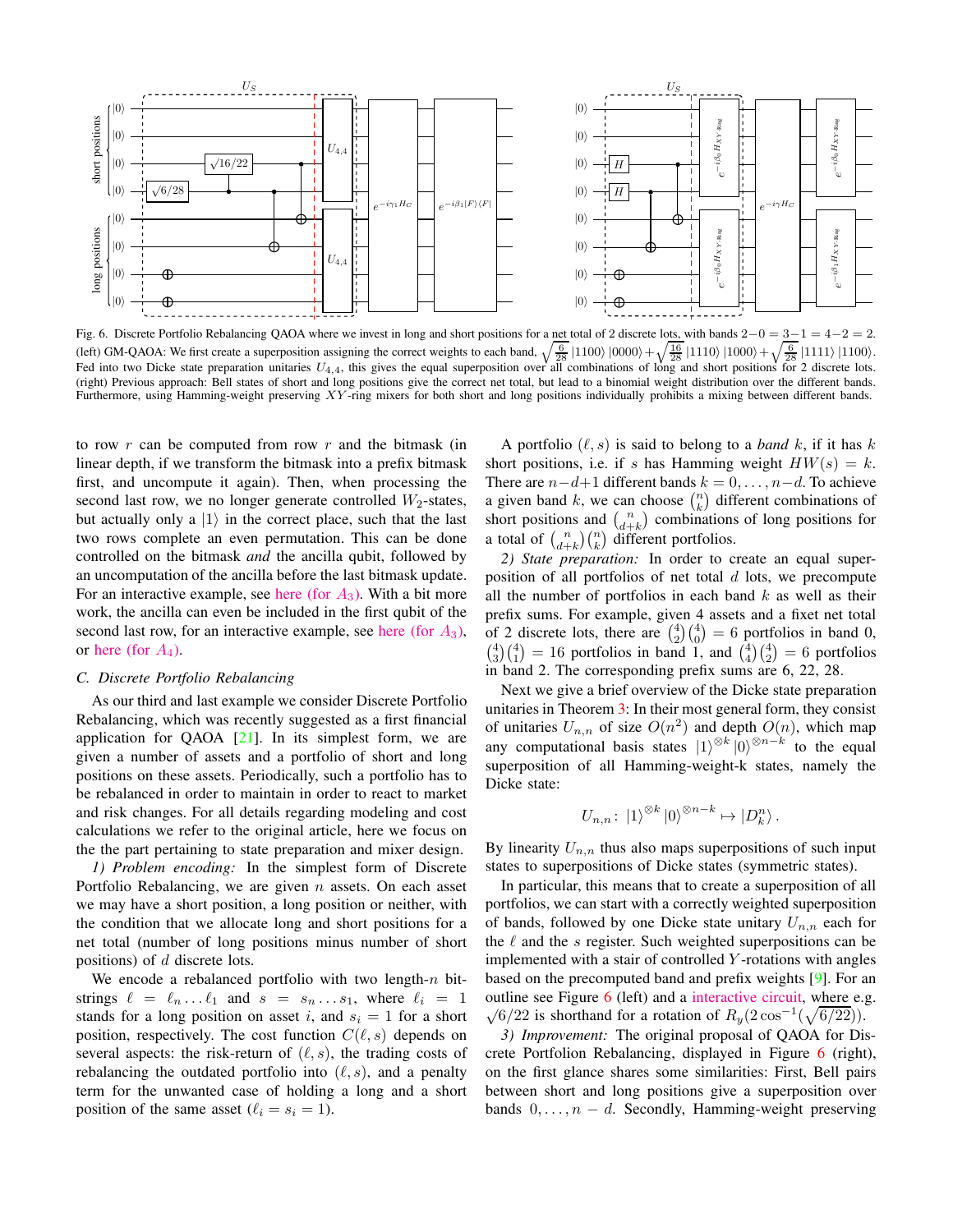Fig. 6. Discrete Portfolio Rebalancing QAOA where we invest in long and short positions for a net total of 2 discrete lots, with bands $2-0 = 3-1 = 4-2 = 2$. (left) GM-QAOA: We first create a superposition assigning the correct weights to each band, $\sqrt{\frac{6}{28}}\,|1100\rangle\,|0000\rangle + \sqrt{\frac{16}{28}}\,|1110\rangle\,|1000\rangle + \sqrt{\frac{6}{28}}\,|1111\rangle\,|1100\rangle$. Fed into two Dicke state preparation unitaries $U_{4,4}$, this gives the equal superposition over all combinations of long and short positions for 2 discrete lots. (right) Previous approach: Bell states of short and long positions give the correct net total, but lead to a binomial weight distribution over the different bands. Furthermore, using Hamming-weight preserving $XY$-ring mixers for both short and long positions individually prohibits a mixing between different bands.

to row $r$ can be computed from row $r$ and the bitmask (in linear depth, if we transform the bitmask into a prefix bitmask first, and uncompute it again). Then, when processing the second last row, we no longer generate controlled $W_2$-states, but actually only a $|1\rangle$ in the correct place, such that the last two rows complete an even permutation. This can be done controlled on the bitmask *and* the ancilla qubit, followed by an uncomputation of the ancilla before the last bitmask update. For an interactive example, see here (for $A_3$). With a bit more work, the ancilla can even be included in the first qubit of the second last row, for an interactive example, see here (for $A_3$), or here (for $A_4$).

### C. Discrete Portfolio Rebalancing

As our third and last example we consider Discrete Portfolio Rebalancing, which was recently suggested as a first financial application for QAOA [21]. In its simplest form, we are given a number of assets and a portfolio of short and long positions on these assets. Periodically, such a portfolio has to be rebalanced in order to maintain in order to react to market and risk changes. For all details regarding modeling and cost calculations we refer to the original article, here we focus on the the part pertaining to state preparation and mixer design.

*1) Problem encoding:* In the simplest form of Discrete Portfolio Rebalancing, we are given $n$ assets. On each asset we may have a short position, a long position or neither, with the condition that we allocate long and short positions for a net total (number of long positions minus number of short positions) of $d$ discrete lots.

We encode a rebalanced portfolio with two length-$n$ bitstrings $\ell = \ell_n \dots \ell_1$ and $s = s_n \dots s_1$, where $\ell_i = 1$ stands for a long position on asset $i$, and $s_i = 1$ for a short position, respectively. The cost function $C(\ell, s)$ depends on several aspects: the risk-return of $(\ell, s)$, the trading costs of rebalancing the outdated portfolio into $(\ell, s)$, and a penalty term for the unwanted case of holding a long and a short position of the same asset ($\ell_i = s_i = 1$).

A portfolio $(\ell, s)$ is said to belong to a *band* $k$, if it has $k$ short positions, i.e. if $s$ has Hamming weight $HW(s) = k$. There are $n-d+1$ different bands $k = 0, \dots, n-d$. To achieve a given band $k$, we can choose $\binom{n}{k}$ different combinations of short positions and $\binom{n}{d+k}$ combinations of long positions for a total of $\binom{n}{d+k}\binom{n}{k}$ different portfolios.

*2) State preparation:* In order to create an equal superposition of all portfolios of net total $d$ lots, we precompute all the number of portfolios in each band $k$ as well as their prefix sums. For example, given 4 assets and a fixet net total of 2 discrete lots, there are $\binom{4}{2}\binom{4}{0} = 6$ portfolios in band 0, $\binom{4}{3}\binom{4}{1} = 16$ portfolios in band 1, and $\binom{4}{4}\binom{4}{2} = 6$ portfolios in band 2. The corresponding prefix sums are 6, 22, 28.

Next we give a brief overview of the Dicke state preparation unitaries in Theorem 3: In their most general form, they consist of unitaries $U_{n,n}$ of size $O(n^2)$ and depth $O(n)$, which map any computational basis states $|1\rangle^{\otimes k}|0\rangle^{\otimes n-k}$ to the equal superposition of all Hamming-weight-k states, namely the Dicke state:

$$U_{n,n}\colon\ |1\rangle^{\otimes k}|0\rangle^{\otimes n-k} \mapsto |D_k^n\rangle\,.$$

By linearity $U_{n,n}$ thus also maps superpositions of such input states to superpositions of Dicke states (symmetric states).

In particular, this means that to create a superposition of all portfolios, we can start with a correctly weighted superposition of bands, followed by one Dicke state unitary $U_{n,n}$ each for the $\ell$ and the $s$ register. Such weighted superpositions can be implemented with a stair of controlled $Y$-rotations with angles based on the precomputed band and prefix weights [9]. For an outline see Figure 6 (left) and a interactive circuit, where e.g. $\sqrt{6/22}$ is shorthand for a rotation of $R_y(2\cos^{-1}(\sqrt{6/22}))$.

*3) Improvement:* The original proposal of QAOA for Discrete Portfolion Rebalancing, displayed in Figure 6 (right), on the first glance shares some similarities: First, Bell pairs between short and long positions give a superposition over bands $0, \dots, n-d$. Secondly, Hamming-weight preserving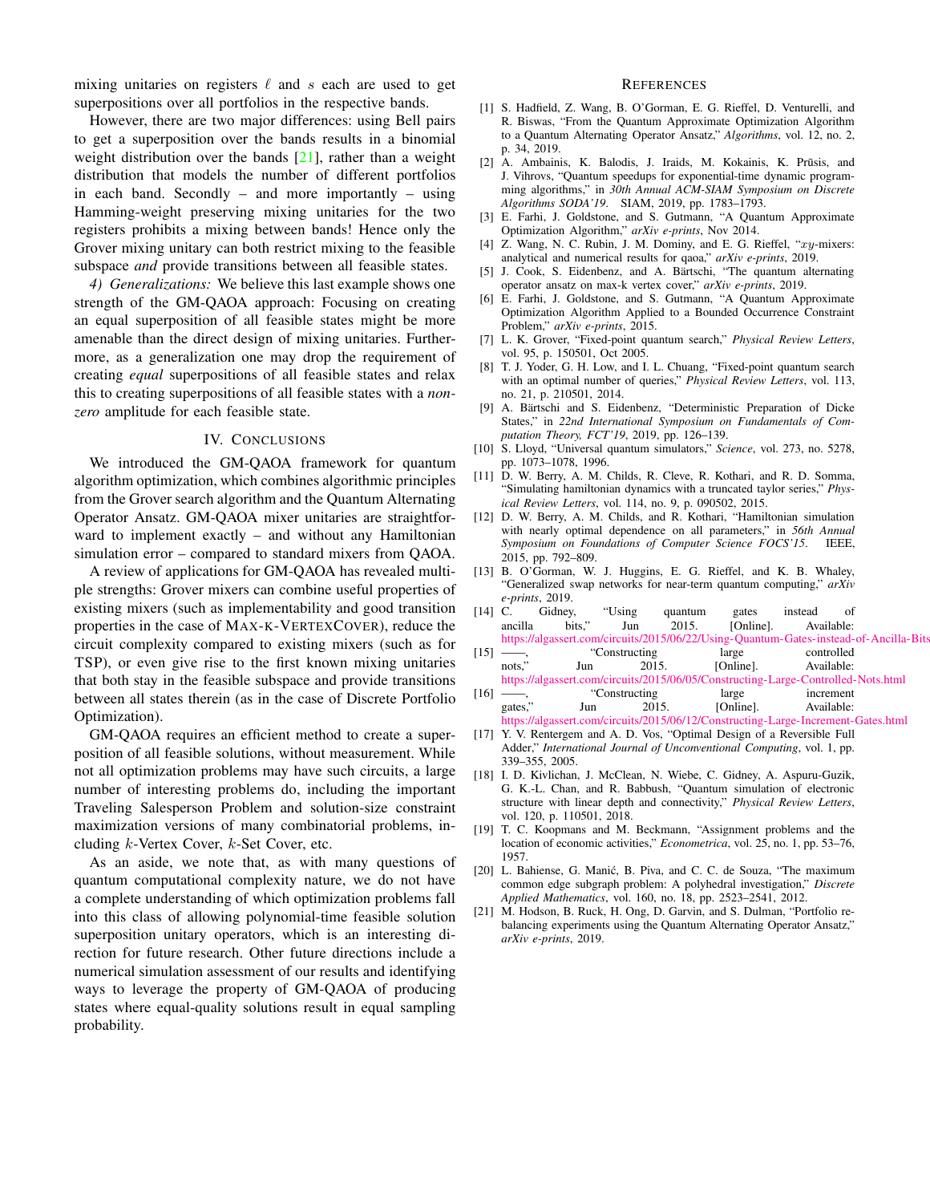mixing unitaries on registers $\ell$ and $s$ each are used to get superpositions over all portfolios in the respective bands.

However, there are two major differences: using Bell pairs to get a superposition over the bands results in a binomial weight distribution over the bands [21], rather than a weight distribution that models the number of different portfolios in each band. Secondly – and more importantly – using Hamming-weight preserving mixing unitaries for the two registers prohibits a mixing between bands! Hence only the Grover mixing unitary can both restrict mixing to the feasible subspace *and* provide transitions between all feasible states.

*4) Generalizations:* We believe this last example shows one strength of the GM-QAOA approach: Focusing on creating an equal superposition of all feasible states might be more amenable than the direct design of mixing unitaries. Furthermore, as a generalization one may drop the requirement of creating *equal* superpositions of all feasible states and relax this to creating superpositions of all feasible states with a *non-zero* amplitude for each feasible state.

## IV. Conclusions

We introduced the GM-QAOA framework for quantum algorithm optimization, which combines algorithmic principles from the Grover search algorithm and the Quantum Alternating Operator Ansatz. GM-QAOA mixer unitaries are straightforward to implement exactly – and without any Hamiltonian simulation error – compared to standard mixers from QAOA.

A review of applications for GM-QAOA has revealed multiple strengths: Grover mixers can combine useful properties of existing mixers (such as implementability and good transition properties in the case of MAX-K-VERTEXCOVER), reduce the circuit complexity compared to existing mixers (such as for TSP), or even give rise to the first known mixing unitaries that both stay in the feasible subspace and provide transitions between all states therein (as in the case of Discrete Portfolio Optimization).

GM-QAOA requires an efficient method to create a superposition of all feasible solutions, without measurement. While not all optimization problems may have such circuits, a large number of interesting problems do, including the important Traveling Salesperson Problem and solution-size constraint maximization versions of many combinatorial problems, including $k$-Vertex Cover, $k$-Set Cover, etc.

As an aside, we note that, as with many questions of quantum computational complexity nature, we do not have a complete understanding of which optimization problems fall into this class of allowing polynomial-time feasible solution superposition unitary operators, which is an interesting direction for future research. Other future directions include a numerical simulation assessment of our results and identifying ways to leverage the property of GM-QAOA of producing states where equal-quality solutions result in equal sampling probability.

## References

[1] S. Hadfield, Z. Wang, B. O'Gorman, E. G. Rieffel, D. Venturelli, and R. Biswas, "From the Quantum Approximate Optimization Algorithm to a Quantum Alternating Operator Ansatz," *Algorithms*, vol. 12, no. 2, p. 34, 2019.

[2] A. Ambainis, K. Balodis, J. Iraids, M. Kokainis, K. Prūsis, and J. Vihrovs, "Quantum speedups for exponential-time dynamic programming algorithms," in *30th Annual ACM-SIAM Symposium on Discrete Algorithms SODA'19*. SIAM, 2019, pp. 1783–1793.

[3] E. Farhi, J. Goldstone, and S. Gutmann, "A Quantum Approximate Optimization Algorithm," *arXiv e-prints*, Nov 2014.

[4] Z. Wang, N. C. Rubin, J. M. Dominy, and E. G. Rieffel, "$xy$-mixers: analytical and numerical results for qaoa," *arXiv e-prints*, 2019.

[5] J. Cook, S. Eidenbenz, and A. Bärtschi, "The quantum alternating operator ansatz on max-k vertex cover," *arXiv e-prints*, 2019.

[6] E. Farhi, J. Goldstone, and S. Gutmann, "A Quantum Approximate Optimization Algorithm Applied to a Bounded Occurrence Constraint Problem," *arXiv e-prints*, 2015.

[7] L. K. Grover, "Fixed-point quantum search," *Physical Review Letters*, vol. 95, p. 150501, Oct 2005.

[8] T. J. Yoder, G. H. Low, and I. L. Chuang, "Fixed-point quantum search with an optimal number of queries," *Physical Review Letters*, vol. 113, no. 21, p. 210501, 2014.

[9] A. Bärtschi and S. Eidenbenz, "Deterministic Preparation of Dicke States," in *22nd International Symposium on Fundamentals of Computation Theory, FCT'19*, 2019, pp. 126–139.

[10] S. Lloyd, "Universal quantum simulators," *Science*, vol. 273, no. 5278, pp. 1073–1078, 1996.

[11] D. W. Berry, A. M. Childs, R. Cleve, R. Kothari, and R. D. Somma, "Simulating hamiltonian dynamics with a truncated taylor series," *Physical Review Letters*, vol. 114, no. 9, p. 090502, 2015.

[12] D. W. Berry, A. M. Childs, and R. Kothari, "Hamiltonian simulation with nearly optimal dependence on all parameters," in *56th Annual Symposium on Foundations of Computer Science FOCS'15*. IEEE, 2015, pp. 792–809.

[13] B. O'Gorman, W. J. Huggins, E. G. Rieffel, and K. B. Whaley, "Generalized swap networks for near-term quantum computing," *arXiv e-prints*, 2019.

[14] C. Gidney, "Using quantum gates instead of ancilla bits," Jun 2015. [Online]. Available: https://algassert.com/circuits/2015/06/22/Using-Quantum-Gates-instead-of-Ancilla-Bits

[15] ——, "Constructing large controlled nots," Jun 2015. [Online]. Available: https://algassert.com/circuits/2015/06/05/Constructing-Large-Controlled-Nots.html

[16] ——, "Constructing large increment gates," Jun 2015. [Online]. Available: https://algassert.com/circuits/2015/06/12/Constructing-Large-Increment-Gates.html

[17] Y. V. Rentergem and A. D. Vos, "Optimal Design of a Reversible Full Adder," *International Journal of Unconventional Computing*, vol. 1, pp. 339–355, 2005.

[18] I. D. Kivlichan, J. McClean, N. Wiebe, C. Gidney, A. Aspuru-Guzik, G. K.-L. Chan, and R. Babbush, "Quantum simulation of electronic structure with linear depth and connectivity," *Physical Review Letters*, vol. 120, p. 110501, 2018.

[19] T. C. Koopmans and M. Beckmann, "Assignment problems and the location of economic activities," *Econometrica*, vol. 25, no. 1, pp. 53–76, 1957.

[20] L. Bahiense, G. Manić, B. Piva, and C. C. de Souza, "The maximum common edge subgraph problem: A polyhedral investigation," *Discrete Applied Mathematics*, vol. 160, no. 18, pp. 2523–2541, 2012.

[21] M. Hodson, B. Ruck, H. Ong, D. Garvin, and S. Dulman, "Portfolio rebalancing experiments using the Quantum Alternating Operator Ansatz," *arXiv e-prints*, 2019.